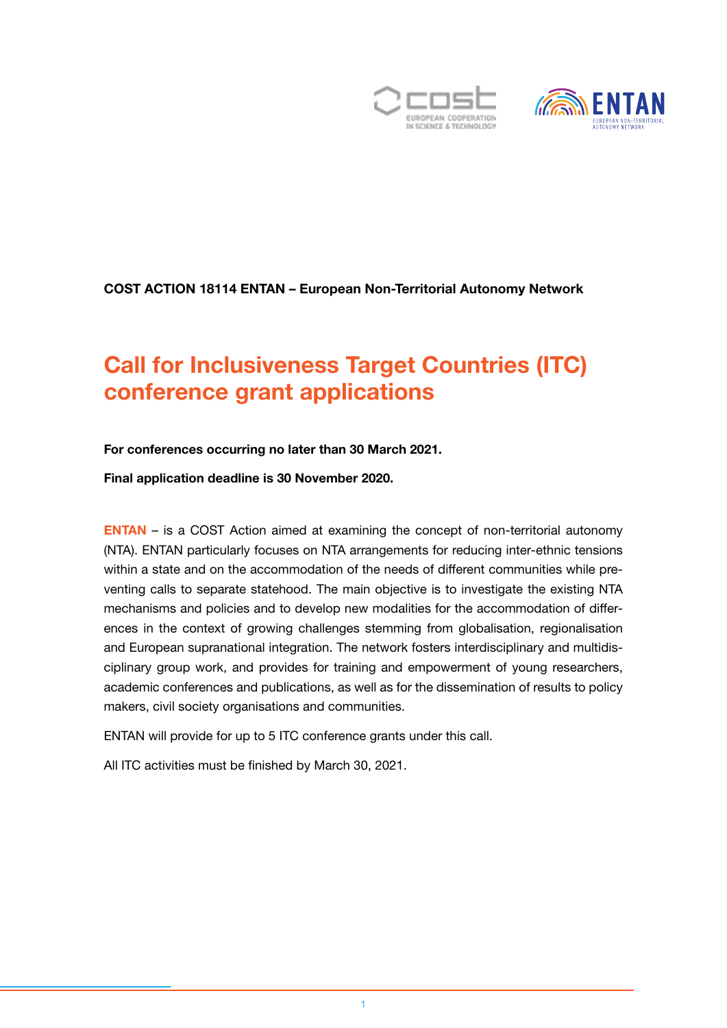**COST ACTION 18114 ENTAN – European Non-Territorial Autonomy Network**

# Call for Inclusiveness Target Countries (ITC) conference grant applications

**For conferences occurring no later than 30 March 2021.**

**Final application deadline is 30 November 2020.**

**ENTAN** – is a COST Action aimed at examining the concept of non-territorial autonomy (NTA). ENTAN particularly focuses on NTA arrangements for reducing inter-ethnic tensions within a state and on the accommodation of the needs of different communities while preventing calls to separate statehood. The main objective is to investigate the existing NTA mechanisms and policies and to develop new modalities for the accommodation of differences in the context of growing challenges stemming from globalisation, regionalisation and European supranational integration. The network fosters interdisciplinary and multidisciplinary group work, and provides for training and empowerment of young researchers, academic conferences and publications, as well as for the dissemination of results to policy makers, civil society organisations and communities.

ENTAN will provide for up to 5 ITC conference grants under this call.

All ITC activities must be finished by March 30, 2021.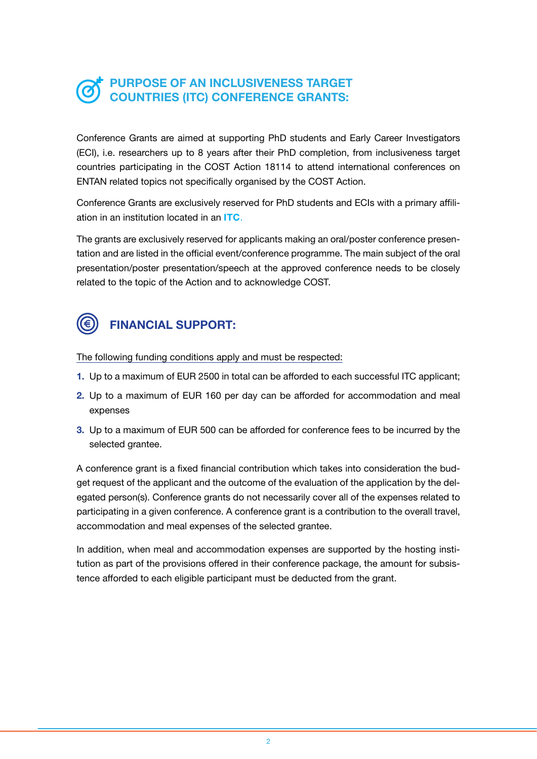## PURPOSE OF AN INCLUSIVENESS TARGET COUNTRIES (ITC) CONFERENCE GRANTS:

Conference Grants are aimed at supporting PhD students and Early Career Investigators (ECI), i.e. researchers up to 8 years after their PhD completion, from inclusiveness target countries participating in the COST Action 18114 to attend international conferences on ENTAN related topics not specifically organised by the COST Action.

Conference Grants are exclusively reserved for PhD students and ECIs with a primary affiliation in an institution located in an **ITC**.

The grants are exclusively reserved for applicants making an oral/poster conference presentation and are listed in the official event/conference programme. The main subject of the oral presentation/poster presentation/speech at the approved conference needs to be closely related to the topic of the Action and to acknowledge COST.

## FINANCIAL SUPPORT:

The following funding conditions apply and must be respected:

1. Up to a maximum of EUR 2500 in total can be afforded to each successful ITC applicant;
2. Up to a maximum of EUR 160 per day can be afforded for accommodation and meal expenses
3. Up to a maximum of EUR 500 can be afforded for conference fees to be incurred by the selected grantee.

A conference grant is a fixed financial contribution which takes into consideration the budget request of the applicant and the outcome of the evaluation of the application by the delegated person(s). Conference grants do not necessarily cover all of the expenses related to participating in a given conference. A conference grant is a contribution to the overall travel, accommodation and meal expenses of the selected grantee.

In addition, when meal and accommodation expenses are supported by the hosting institution as part of the provisions offered in their conference package, the amount for subsistence afforded to each eligible participant must be deducted from the grant.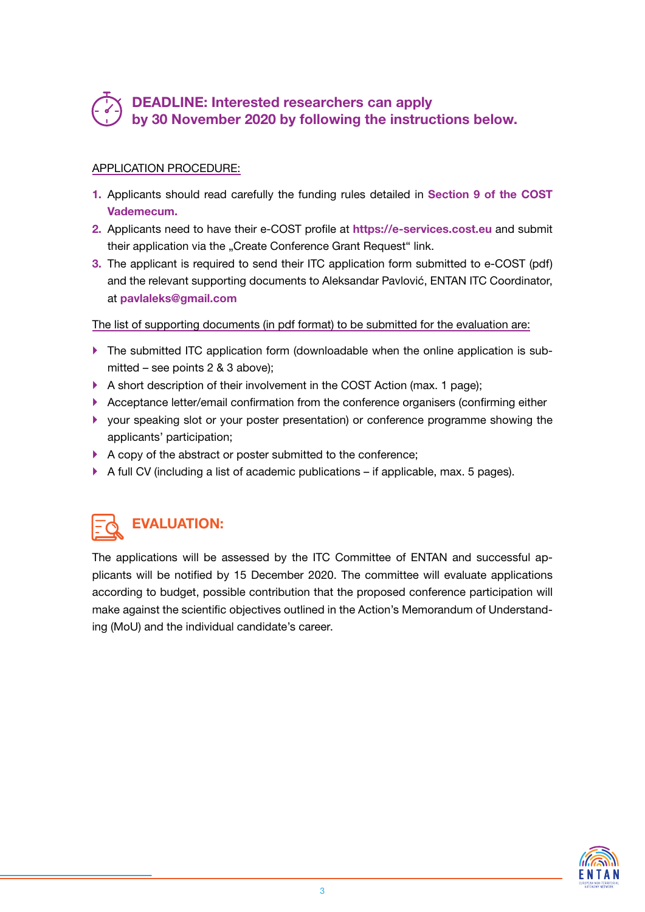## DEADLINE: Interested researchers can apply by 30 November 2020 by following the instructions below.

APPLICATION PROCEDURE:

1. Applicants should read carefully the funding rules detailed in **Section 9 of the COST Vademecum.**
2. Applicants need to have their e-COST profile at **https://e-services.cost.eu** and submit their application via the „Create Conference Grant Request" link.
3. The applicant is required to send their ITC application form submitted to e-COST (pdf) and the relevant supporting documents to Aleksandar Pavlović, ENTAN ITC Coordinator, at **pavlaleks@gmail.com**

The list of supporting documents (in pdf format) to be submitted for the evaluation are:

- The submitted ITC application form (downloadable when the online application is submitted – see points 2 & 3 above);
- A short description of their involvement in the COST Action (max. 1 page);
- Acceptance letter/email confirmation from the conference organisers (confirming either
- your speaking slot or your poster presentation) or conference programme showing the applicants' participation;
- A copy of the abstract or poster submitted to the conference;
- A full CV (including a list of academic publications – if applicable, max. 5 pages).

## EVALUATION:

The applications will be assessed by the ITC Committee of ENTAN and successful applicants will be notified by 15 December 2020. The committee will evaluate applications according to budget, possible contribution that the proposed conference participation will make against the scientific objectives outlined in the Action's Memorandum of Understanding (MoU) and the individual candidate's career.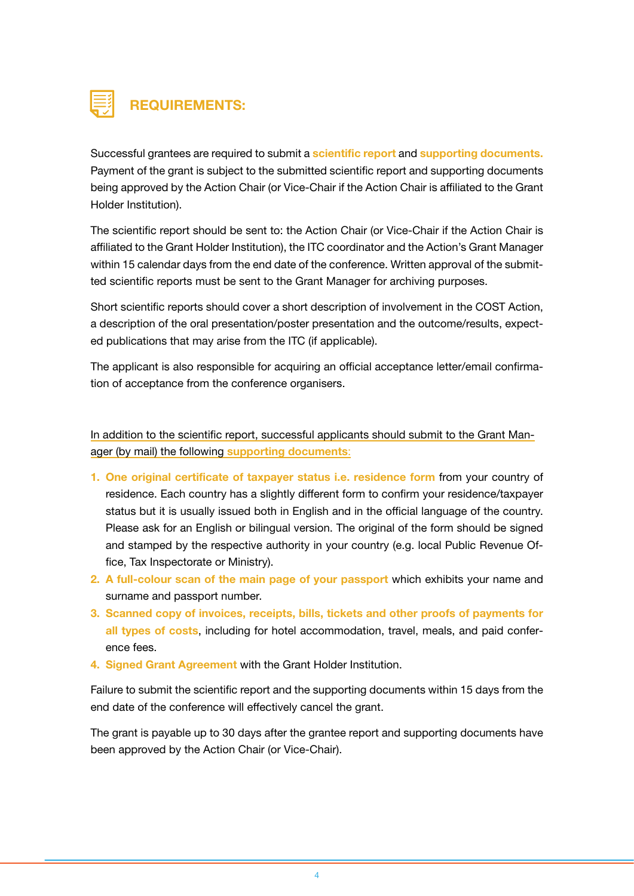## REQUIREMENTS:

Successful grantees are required to submit a **scientific report** and **supporting documents.** Payment of the grant is subject to the submitted scientific report and supporting documents being approved by the Action Chair (or Vice-Chair if the Action Chair is affiliated to the Grant Holder Institution).

The scientific report should be sent to: the Action Chair (or Vice-Chair if the Action Chair is affiliated to the Grant Holder Institution), the ITC coordinator and the Action's Grant Manager within 15 calendar days from the end date of the conference. Written approval of the submitted scientific reports must be sent to the Grant Manager for archiving purposes.

Short scientific reports should cover a short description of involvement in the COST Action, a description of the oral presentation/poster presentation and the outcome/results, expected publications that may arise from the ITC (if applicable).

The applicant is also responsible for acquiring an official acceptance letter/email confirmation of acceptance from the conference organisers.

In addition to the scientific report, successful applicants should submit to the Grant Manager (by mail) the following **supporting documents**:

1. **One original certificate of taxpayer status i.e. residence form** from your country of residence. Each country has a slightly different form to confirm your residence/taxpayer status but it is usually issued both in English and in the official language of the country. Please ask for an English or bilingual version. The original of the form should be signed and stamped by the respective authority in your country (e.g. local Public Revenue Office, Tax Inspectorate or Ministry).
2. **A full-colour scan of the main page of your passport** which exhibits your name and surname and passport number.
3. **Scanned copy of invoices, receipts, bills, tickets and other proofs of payments for all types of costs**, including for hotel accommodation, travel, meals, and paid conference fees.
4. **Signed Grant Agreement** with the Grant Holder Institution.

Failure to submit the scientific report and the supporting documents within 15 days from the end date of the conference will effectively cancel the grant.

The grant is payable up to 30 days after the grantee report and supporting documents have been approved by the Action Chair (or Vice-Chair).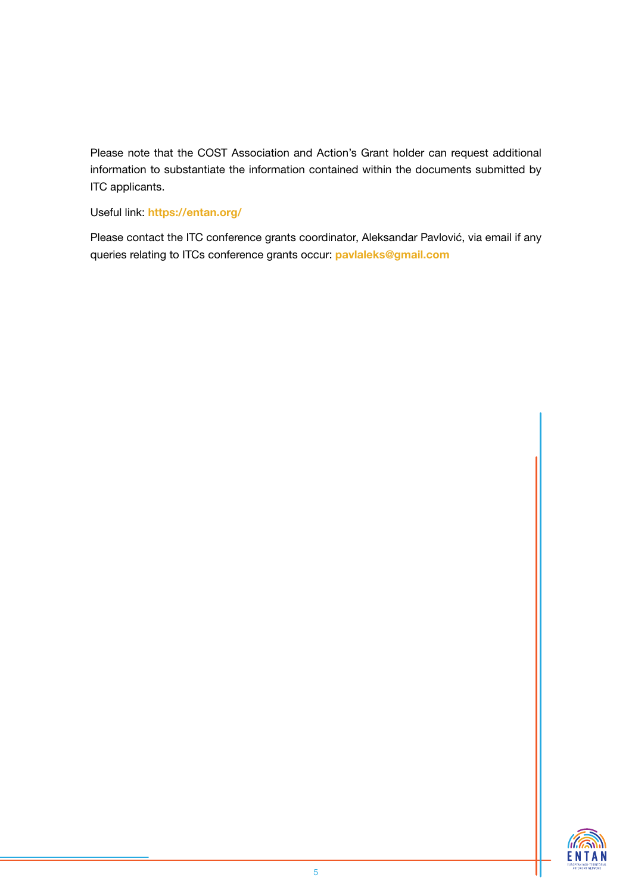Please note that the COST Association and Action's Grant holder can request additional information to substantiate the information contained within the documents submitted by ITC applicants.

Useful link: **https://entan.org/**

Please contact the ITC conference grants coordinator, Aleksandar Pavlović, via email if any queries relating to ITCs conference grants occur: **pavlaleks@gmail.com**